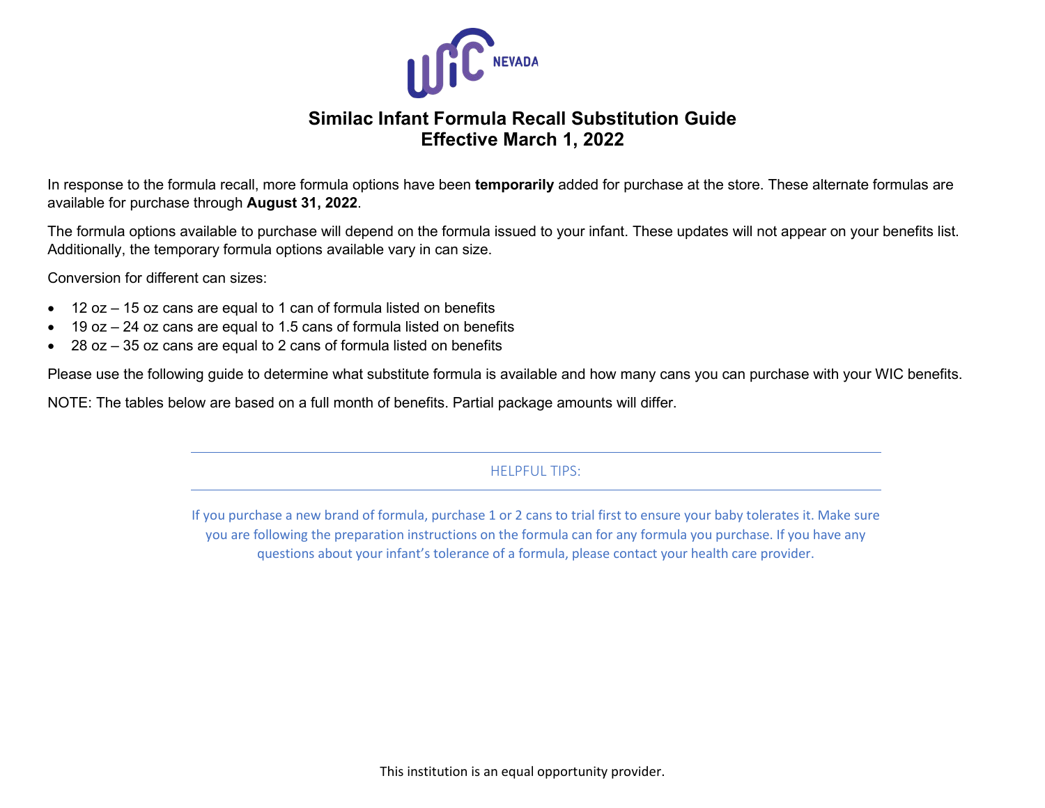WIC NEVADA

# Similac Infant Formula Recall Substitution Guide
## Effective March 1, 2022

In response to the formula recall, more formula options have been **temporarily** added for purchase at the store. These alternate formulas are available for purchase through **August 31, 2022**.

The formula options available to purchase will depend on the formula issued to your infant. These updates will not appear on your benefits list. Additionally, the temporary formula options available vary in can size.

Conversion for different can sizes:

- 12 oz – 15 oz cans are equal to 1 can of formula listed on benefits
- 19 oz – 24 oz cans are equal to 1.5 cans of formula listed on benefits
- 28 oz – 35 oz cans are equal to 2 cans of formula listed on benefits

Please use the following guide to determine what substitute formula is available and how many cans you can purchase with your WIC benefits.

NOTE: The tables below are based on a full month of benefits. Partial package amounts will differ.

---

HELPFUL TIPS:

---

If you purchase a new brand of formula, purchase 1 or 2 cans to trial first to ensure your baby tolerates it. Make sure you are following the preparation instructions on the formula can for any formula you purchase. If you have any questions about your infant's tolerance of a formula, please contact your health care provider.

This institution is an equal opportunity provider.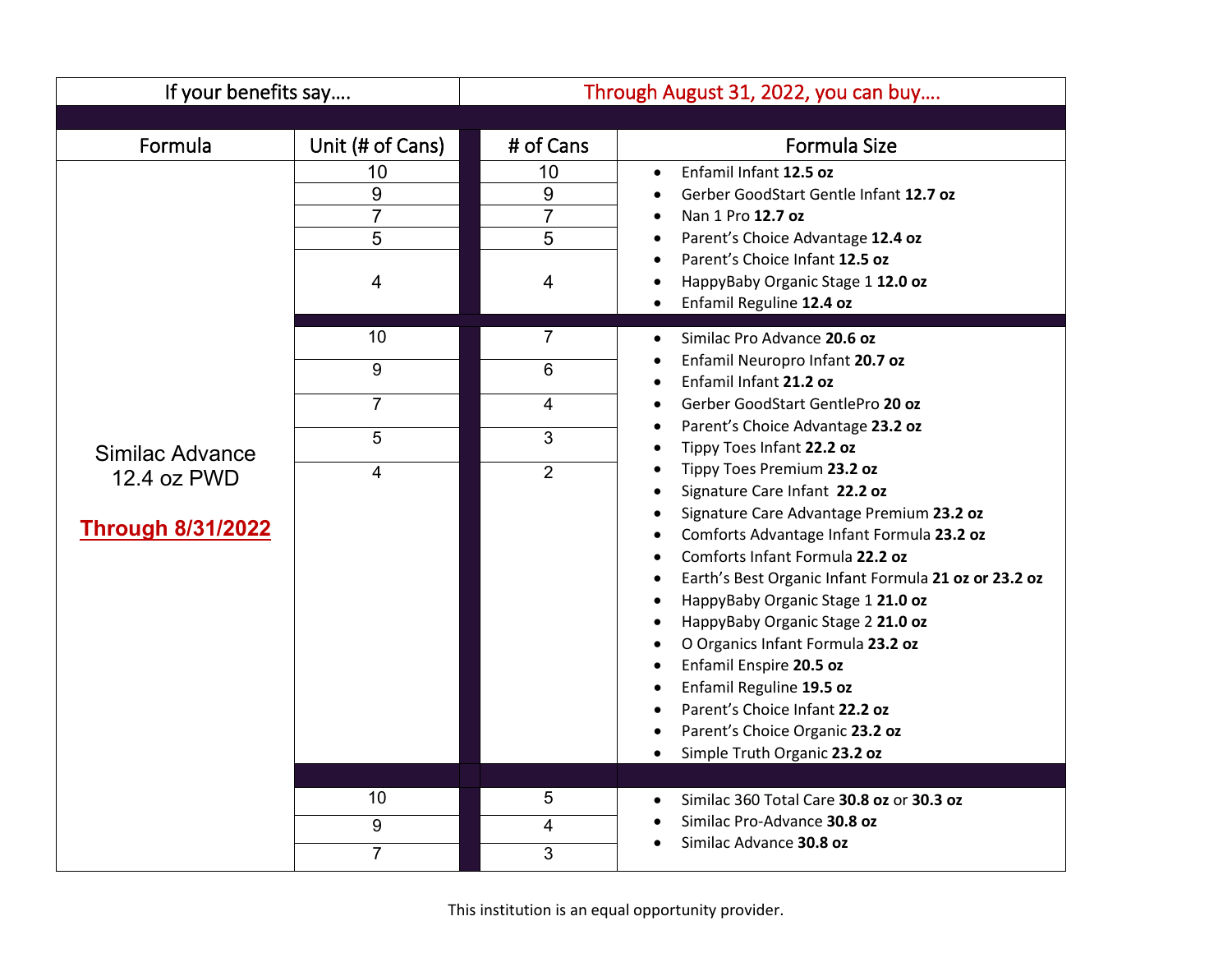| If your benefits say…. | | Through August 31, 2022, you can buy…. | |
|---|---|---|---|
| **Formula** | **Unit (# of Cans)** | **# of Cans** | **Formula Size** |
| Similac Advance 12.4 oz PWD **Through 8/31/2022** | 10 | 10 | • Enfamil Infant **12.5 oz**<br>• Gerber GoodStart Gentle Infant **12.7 oz**<br>• Nan 1 Pro **12.7 oz**<br>• Parent's Choice Advantage **12.4 oz**<br>• Parent's Choice Infant **12.5 oz**<br>• HappyBaby Organic Stage 1 **12.0 oz**<br>• Enfamil Reguline **12.4 oz** |
| | 9 | 9 | |
| | 7 | 7 | |
| | 5 | 5 | |
| | 4 | 4 | |
| | 10 | 7 | • Similac Pro Advance **20.6 oz**<br>• Enfamil Neuropro Infant **20.7 oz**<br>• Enfamil Infant **21.2 oz**<br>• Gerber GoodStart GentlePro **20 oz**<br>• Parent's Choice Advantage **23.2 oz**<br>• Tippy Toes Infant **22.2 oz**<br>• Tippy Toes Premium **23.2 oz**<br>• Signature Care Infant **22.2 oz**<br>• Signature Care Advantage Premium **23.2 oz**<br>• Comforts Advantage Infant Formula **23.2 oz**<br>• Comforts Infant Formula **22.2 oz**<br>• Earth's Best Organic Infant Formula **21 oz or 23.2 oz**<br>• HappyBaby Organic Stage 1 **21.0 oz**<br>• HappyBaby Organic Stage 2 **21.0 oz**<br>• O Organics Infant Formula **23.2 oz**<br>• Enfamil Enspire **20.5 oz**<br>• Enfamil Reguline **19.5 oz**<br>• Parent's Choice Infant **22.2 oz**<br>• Parent's Choice Organic **23.2 oz**<br>• Simple Truth Organic **23.2 oz** |
| | 9 | 6 | |
| | 7 | 4 | |
| | 5 | 3 | |
| | 4 | 2 | |
| | 10 | 5 | • Similac 360 Total Care **30.8 oz** or **30.3 oz**<br>• Similac Pro-Advance **30.8 oz**<br>• Similac Advance **30.8 oz** |
| | 9 | 4 | |
| | 7 | 3 | |

This institution is an equal opportunity provider.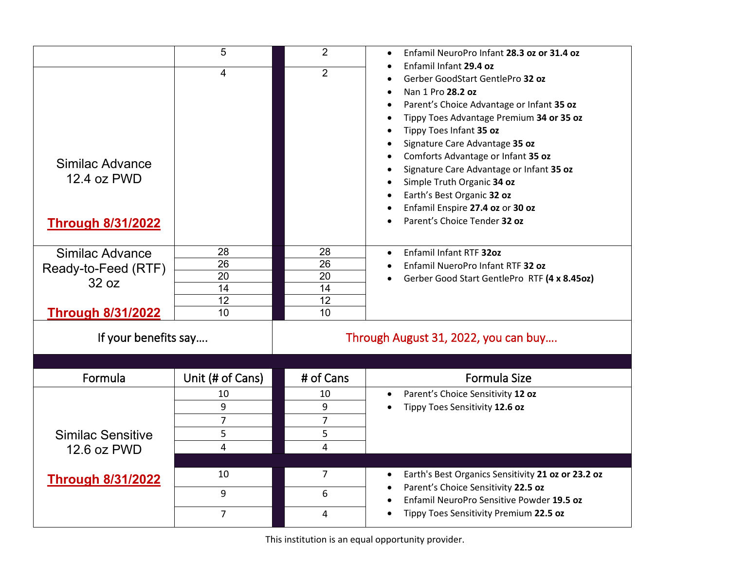| Formula | Unit (# of Cans) | # of Cans | Formula Size |
|---|---|---|---|
| | 5 | 2 | • Enfamil NeuroPro Infant **28.3 oz or 31.4 oz**<br>• Enfamil Infant **29.4 oz**<br>• Gerber GoodStart GentlePro **32 oz**<br>• Nan 1 Pro **28.2 oz**<br>• Parent's Choice Advantage or Infant **35 oz**<br>• Tippy Toes Advantage Premium **34 or 35 oz**<br>• Tippy Toes Infant **35 oz**<br>• Signature Care Advantage **35 oz**<br>• Comforts Advantage or Infant **35 oz**<br>• Signature Care Advantage or Infant **35 oz**<br>• Simple Truth Organic **34 oz**<br>• Earth's Best Organic **32 oz**<br>• Enfamil Enspire **27.4 oz** or **30 oz**<br>• Parent's Choice Tender **32 oz** |
| Similac Advance 12.4 oz PWD<br>**Through 8/31/2022** | 4 | 2 | |
| Similac Advance Ready-to-Feed (RTF) 32 oz<br>**Through 8/31/2022** | 28 | 28 | • Enfamil Infant RTF **32oz**<br>• Enfamil NueroPro Infant RTF **32 oz**<br>• Gerber Good Start GentlePro RTF **(4 x 8.45oz)** |
| | 26 | 26 | |
| | 20 | 20 | |
| | 14 | 14 | |
| | 12 | 12 | |
| | 10 | 10 | |

| If your benefits say…. | | Through August 31, 2022, you can buy…. | |
|---|---|---|---|
| **Formula** | **Unit (# of Cans)** | **# of Cans** | **Formula Size** |
| Similac Sensitive 12.6 oz PWD<br>**Through 8/31/2022** | 10 | 10 | • Parent's Choice Sensitivity **12 oz**<br>• Tippy Toes Sensitivity **12.6 oz** |
| | 9 | 9 | |
| | 7 | 7 | |
| | 5 | 5 | |
| | 4 | 4 | |
| | 10 | 7 | • Earth's Best Organics Sensitivity **21 oz or 23.2 oz**<br>• Parent's Choice Sensitivity **22.5 oz**<br>• Enfamil NeuroPro Sensitive Powder **19.5 oz**<br>• Tippy Toes Sensitivity Premium **22.5 oz** |
| | 9 | 6 | |
| | 7 | 4 | |

This institution is an equal opportunity provider.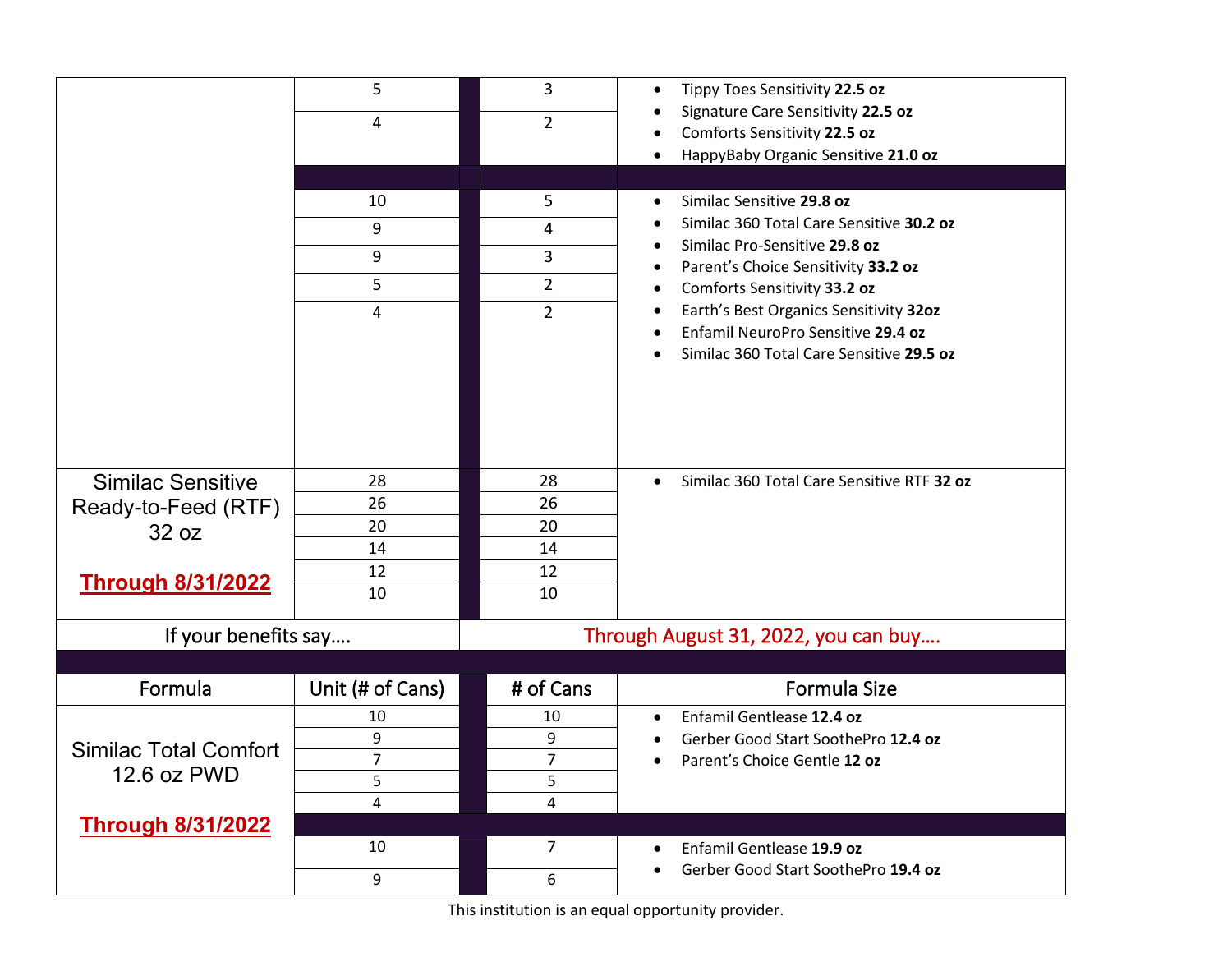| | | | |
|---|---|---|---|
| | 5 | 3 | • Tippy Toes Sensitivity **22.5 oz**<br>• Signature Care Sensitivity **22.5 oz**<br>• Comforts Sensitivity **22.5 oz**<br>• HappyBaby Organic Sensitive **21.0 oz** |
| | 4 | 2 | |
| | 10 | 5 | • Similac Sensitive **29.8 oz**<br>• Similac 360 Total Care Sensitive **30.2 oz**<br>• Similac Pro-Sensitive **29.8 oz**<br>• Parent's Choice Sensitivity **33.2 oz**<br>• Comforts Sensitivity **33.2 oz**<br>• Earth's Best Organics Sensitivity **32oz**<br>• Enfamil NeuroPro Sensitive **29.4 oz**<br>• Similac 360 Total Care Sensitive **29.5 oz** |
| | 9 | 4 | |
| | 9 | 3 | |
| | 5 | 2 | |
| | 4 | 2 | |
| Similac Sensitive Ready-to-Feed (RTF) 32 oz<br><br>**Through 8/31/2022** | 28 | 28 | • Similac 360 Total Care Sensitive RTF **32 oz** |
| | 26 | 26 | |
| | 20 | 20 | |
| | 14 | 14 | |
| | 12 | 12 | |
| | 10 | 10 | |

| If your benefits say…. | | Through August 31, 2022, you can buy…. | |
|---|---|---|---|
| **Formula** | **Unit (# of Cans)** | **# of Cans** | **Formula Size** |
| Similac Total Comfort 12.6 oz PWD<br><br>**Through 8/31/2022** | 10 | 10 | • Enfamil Gentlease **12.4 oz**<br>• Gerber Good Start SoothePro **12.4 oz**<br>• Parent's Choice Gentle **12 oz** |
| | 9 | 9 | |
| | 7 | 7 | |
| | 5 | 5 | |
| | 4 | 4 | |
| | 10 | 7 | • Enfamil Gentlease **19.9 oz**<br>• Gerber Good Start SoothePro **19.4 oz** |
| | 9 | 6 | |

This institution is an equal opportunity provider.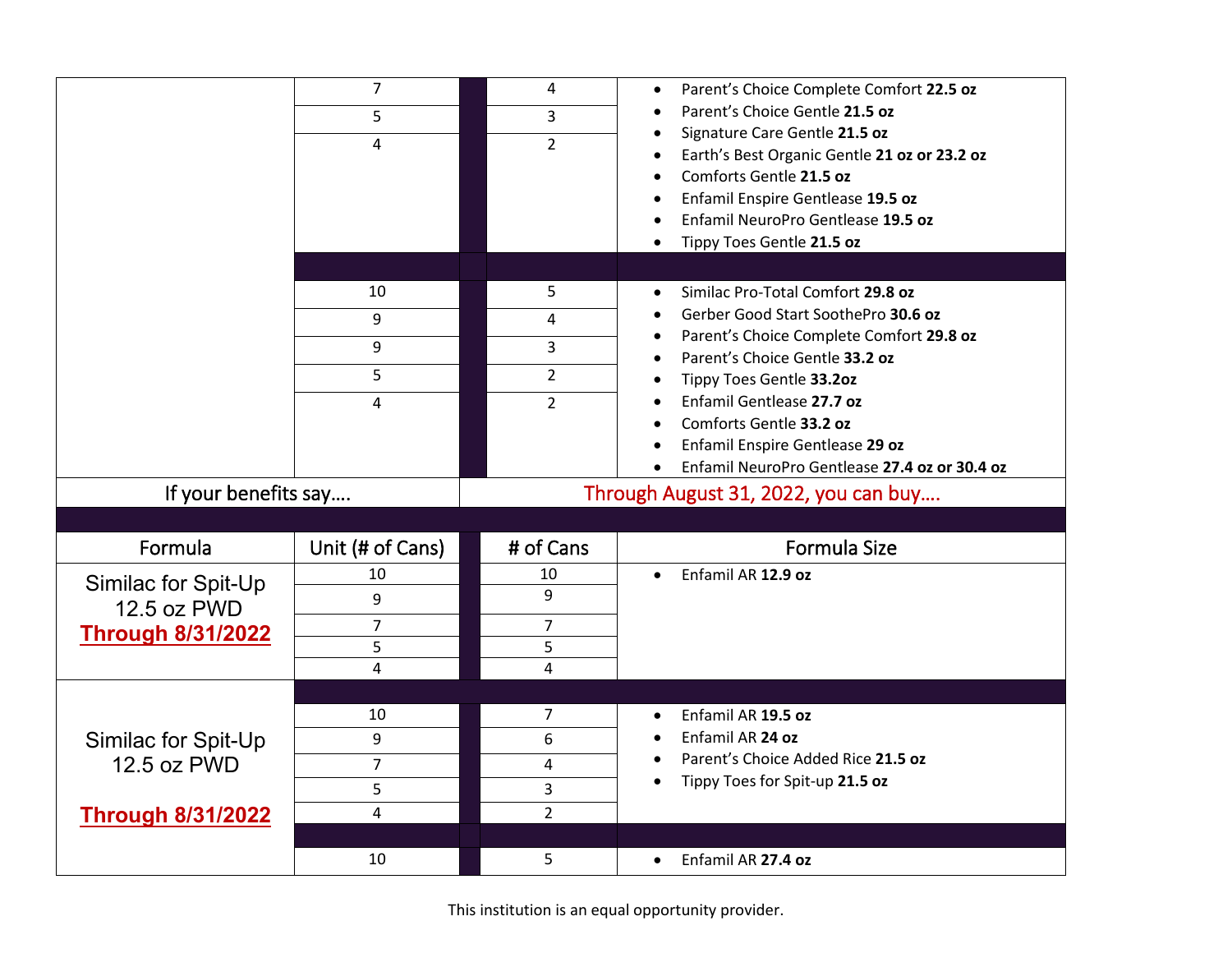| | | | | |
|---|---|---|---|---|
| | 7 | | 4 | • Parent's Choice Complete Comfort **22.5 oz**<br>• Parent's Choice Gentle **21.5 oz**<br>• Signature Care Gentle **21.5 oz**<br>• Earth's Best Organic Gentle **21 oz or 23.2 oz**<br>• Comforts Gentle **21.5 oz**<br>• Enfamil Enspire Gentlease **19.5 oz**<br>• Enfamil NeuroPro Gentlease **19.5 oz**<br>• Tippy Toes Gentle **21.5 oz** |
| | 5 | | 3 | |
| | 4 | | 2 | |
| | | | | |
| | 10 | | 5 | • Similac Pro-Total Comfort **29.8 oz**<br>• Gerber Good Start SoothePro **30.6 oz**<br>• Parent's Choice Complete Comfort **29.8 oz**<br>• Parent's Choice Gentle **33.2 oz**<br>• Tippy Toes Gentle **33.2oz**<br>• Enfamil Gentlease **27.7 oz**<br>• Comforts Gentle **33.2 oz**<br>• Enfamil Enspire Gentlease **29 oz**<br>• Enfamil NeuroPro Gentlease **27.4 oz or 30.4 oz** |
| | 9 | | 4 | |
| | 9 | | 3 | |
| | 5 | | 2 | |
| | 4 | | 2 | |

| If your benefits say…. | | | Through August 31, 2022, you can buy…. | |
|---|---|---|---|---|
| **Formula** | **Unit (# of Cans)** | | **# of Cans** | **Formula Size** |
| Similac for Spit-Up 12.5 oz PWD **Through 8/31/2022** | 10 | | 10 | • Enfamil AR **12.9 oz** |
| | 9 | | 9 | |
| | 7 | | 7 | |
| | 5 | | 5 | |
| | 4 | | 4 | |
| Similac for Spit-Up 12.5 oz PWD **Through 8/31/2022** | | | | |
| | 10 | | 7 | • Enfamil AR **19.5 oz**<br>• Enfamil AR **24 oz**<br>• Parent's Choice Added Rice **21.5 oz**<br>• Tippy Toes for Spit-up **21.5 oz** |
| | 9 | | 6 | |
| | 7 | | 4 | |
| | 5 | | 3 | |
| | 4 | | 2 | |
| | | | | |
| | 10 | | 5 | • Enfamil AR **27.4 oz** |

This institution is an equal opportunity provider.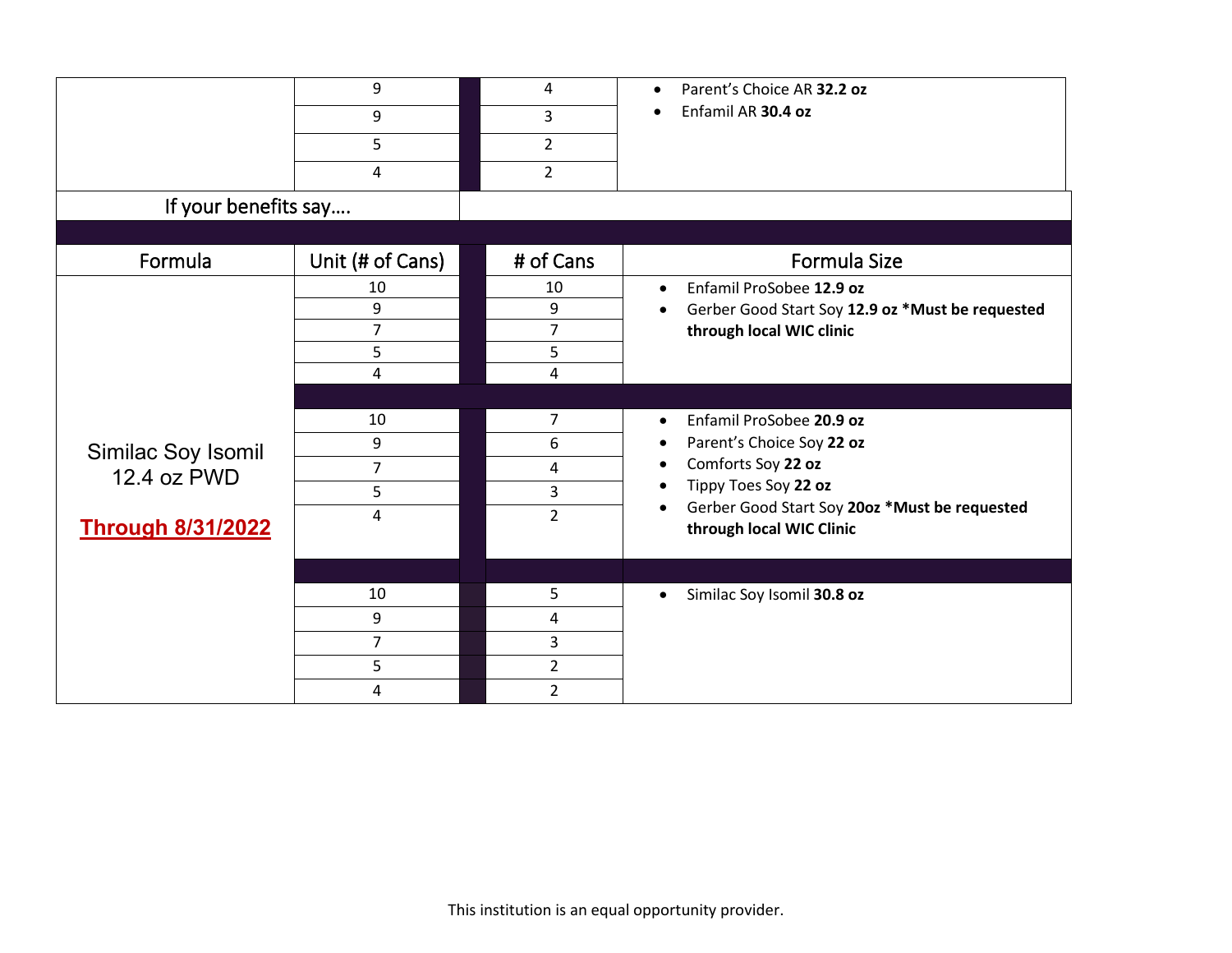| | | | | |
|---|---|---|---|---|
| | 9 | | 4 | • Parent's Choice AR **32.2 oz**<br>• Enfamil AR **30.4 oz** |
| | 9 | | 3 | |
| | 5 | | 2 | |
| | 4 | | 2 | |

| If your benefits say…. | | | | |
|---|---|---|---|---|
| **Formula** | **Unit (# of Cans)** | | **# of Cans** | **Formula Size** |
| Similac Soy Isomil 12.4 oz PWD<br><br>**Through 8/31/2022** | 10 | | 10 | • Enfamil ProSobee **12.9 oz**<br>• Gerber Good Start Soy **12.9 oz \*Must be requested through local WIC clinic** |
| | 9 | | 9 | |
| | 7 | | 7 | |
| | 5 | | 5 | |
| | 4 | | 4 | |
| | 10 | | 7 | • Enfamil ProSobee **20.9 oz**<br>• Parent's Choice Soy **22 oz**<br>• Comforts Soy **22 oz**<br>• Tippy Toes Soy **22 oz**<br>• Gerber Good Start Soy **20oz \*Must be requested through local WIC Clinic** |
| | 9 | | 6 | |
| | 7 | | 4 | |
| | 5 | | 3 | |
| | 4 | | 2 | |
| | 10 | | 5 | • Similac Soy Isomil **30.8 oz** |
| | 9 | | 4 | |
| | 7 | | 3 | |
| | 5 | | 2 | |
| | 4 | | 2 | |

This institution is an equal opportunity provider.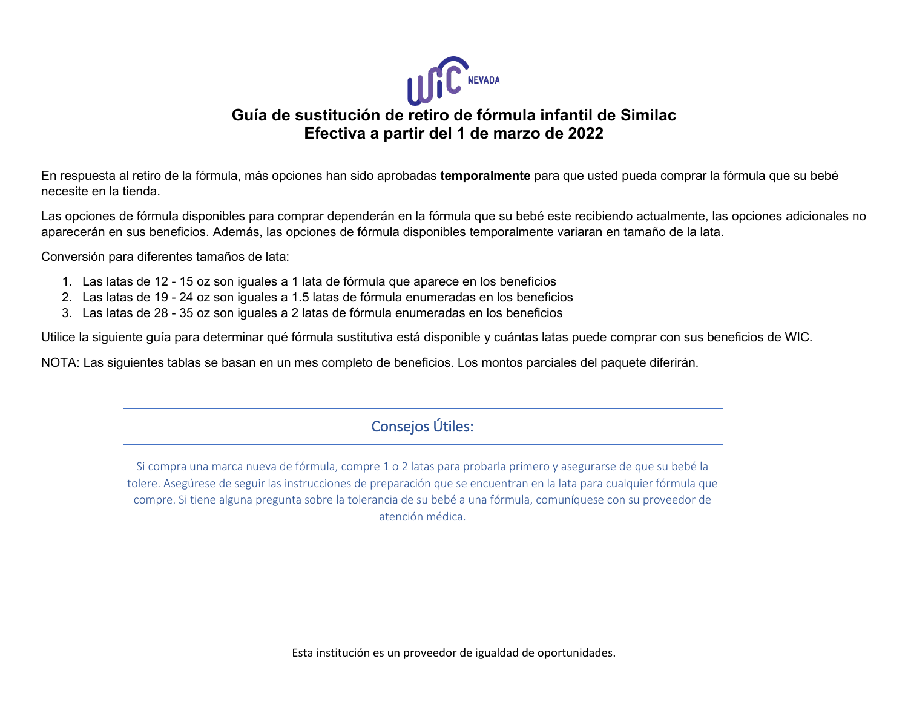# Guía de sustitución de retiro de fórmula infantil de Similac
# Efectiva a partir del 1 de marzo de 2022

En respuesta al retiro de la fórmula, más opciones han sido aprobadas **temporalmente** para que usted pueda comprar la fórmula que su bebé necesite en la tienda.

Las opciones de fórmula disponibles para comprar dependerán en la fórmula que su bebé este recibiendo actualmente, las opciones adicionales no aparecerán en sus beneficios. Además, las opciones de fórmula disponibles temporalmente variaran en tamaño de la lata.

Conversión para diferentes tamaños de lata:

1. Las latas de 12 - 15 oz son iguales a 1 lata de fórmula que aparece en los beneficios
2. Las latas de 19 - 24 oz son iguales a 1.5 latas de fórmula enumeradas en los beneficios
3. Las latas de 28 - 35 oz son iguales a 2 latas de fórmula enumeradas en los beneficios

Utilice la siguiente guía para determinar qué fórmula sustitutiva está disponible y cuántas latas puede comprar con sus beneficios de WIC.

NOTA: Las siguientes tablas se basan en un mes completo de beneficios. Los montos parciales del paquete diferirán.

## Consejos Útiles:

Si compra una marca nueva de fórmula, compre 1 o 2 latas para probarla primero y asegurarse de que su bebé la tolere. Asegúrese de seguir las instrucciones de preparación que se encuentran en la lata para cualquier fórmula que compre. Si tiene alguna pregunta sobre la tolerancia de su bebé a una fórmula, comuníquese con su proveedor de atención médica.

Esta institución es un proveedor de igualdad de oportunidades.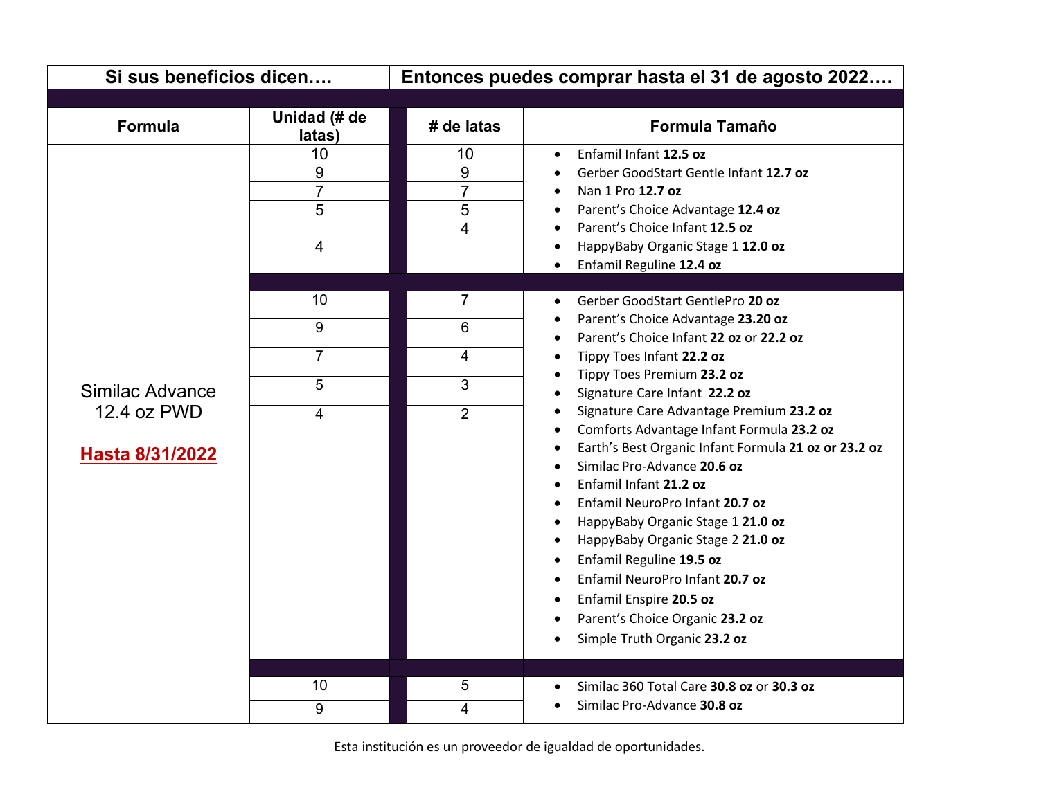| Si sus beneficios dicen…. | | Entonces puedes comprar hasta el 31 de agosto 2022…. | |
|---|---|---|---|
| **Formula** | **Unidad (# de latas)** | **# de latas** | **Formula Tamaño** |
| Similac Advance 12.4 oz PWD<br><br>**Hasta 8/31/2022** | 10 | 10 | • Enfamil Infant **12.5 oz**<br>• Gerber GoodStart Gentle Infant **12.7 oz**<br>• Nan 1 Pro **12.7 oz**<br>• Parent's Choice Advantage **12.4 oz**<br>• Parent's Choice Infant **12.5 oz**<br>• HappyBaby Organic Stage 1 **12.0 oz**<br>• Enfamil Reguline **12.4 oz** |
| | 9 | 9 | |
| | 7 | 7 | |
| | 5 | 5 | |
| | 4 | 4 | |
| | 10 | 7 | • Gerber GoodStart GentlePro **20 oz**<br>• Parent's Choice Advantage **23.20 oz**<br>• Parent's Choice Infant **22 oz** or **22.2 oz**<br>• Tippy Toes Infant **22.2 oz**<br>• Tippy Toes Premium **23.2 oz**<br>• Signature Care Infant **22.2 oz**<br>• Signature Care Advantage Premium **23.2 oz**<br>• Comforts Advantage Infant Formula **23.2 oz**<br>• Earth's Best Organic Infant Formula **21 oz or 23.2 oz**<br>• Similac Pro-Advance **20.6 oz**<br>• Enfamil Infant **21.2 oz**<br>• Enfamil NeuroPro Infant **20.7 oz**<br>• HappyBaby Organic Stage 1 **21.0 oz**<br>• HappyBaby Organic Stage 2 **21.0 oz**<br>• Enfamil Reguline **19.5 oz**<br>• Enfamil NeuroPro Infant **20.7 oz**<br>• Enfamil Enspire **20.5 oz**<br>• Parent's Choice Organic **23.2 oz**<br>• Simple Truth Organic **23.2 oz** |
| | 9 | 6 | |
| | 7 | 4 | |
| | 5 | 3 | |
| | 4 | 2 | |
| | 10 | 5 | • Similac 360 Total Care **30.8 oz** or **30.3 oz**<br>• Similac Pro-Advance **30.8 oz** |
| | 9 | 4 | |

Esta institución es un proveedor de igualdad de oportunidades.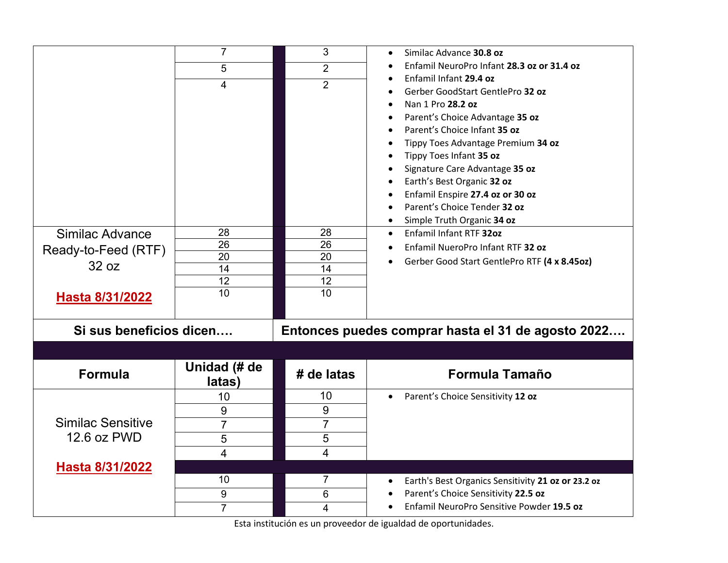| | | | |
|---|---|---|---|
| | 7 | 3 | • Similac Advance **30.8 oz**<br>• Enfamil NeuroPro Infant **28.3 oz or 31.4 oz**<br>• Enfamil Infant **29.4 oz**<br>• Gerber GoodStart GentlePro **32 oz**<br>• Nan 1 Pro **28.2 oz**<br>• Parent's Choice Advantage **35 oz**<br>• Parent's Choice Infant **35 oz**<br>• Tippy Toes Advantage Premium **34 oz**<br>• Tippy Toes Infant **35 oz**<br>• Signature Care Advantage **35 oz**<br>• Earth's Best Organic **32 oz**<br>• Enfamil Enspire **27.4 oz or 30 oz**<br>• Parent's Choice Tender **32 oz**<br>• Simple Truth Organic **34 oz** |
| | 5 | 2 | |
| | 4 | 2 | |
| Similac Advance Ready-to-Feed (RTF) 32 oz<br>**Hasta 8/31/2022** | 28 | 28 | • Enfamil Infant RTF **32oz**<br>• Enfamil NueroPro Infant RTF **32 oz**<br>• Gerber Good Start GentlePro RTF **(4 x 8.45oz)** |
| | 26 | 26 | |
| | 20 | 20 | |
| | 14 | 14 | |
| | 12 | 12 | |
| | 10 | 10 | |

| **Si sus beneficios dicen….** | | **Entonces puedes comprar hasta el 31 de agosto 2022….** | |
|---|---|---|---|
| **Formula** | **Unidad (# de latas)** | **# de latas** | **Formula Tamaño** |
| Similac Sensitive 12.6 oz PWD<br>**Hasta 8/31/2022** | 10 | 10 | • Parent's Choice Sensitivity **12 oz** |
| | 9 | 9 | |
| | 7 | 7 | |
| | 5 | 5 | |
| | 4 | 4 | |
| | 10 | 7 | • Earth's Best Organics Sensitivity **21 oz or 23.2 oz**<br>• Parent's Choice Sensitivity **22.5 oz**<br>• Enfamil NeuroPro Sensitive Powder **19.5 oz** |
| | 9 | 6 | |
| | 7 | 4 | |

Esta institución es un proveedor de igualdad de oportunidades.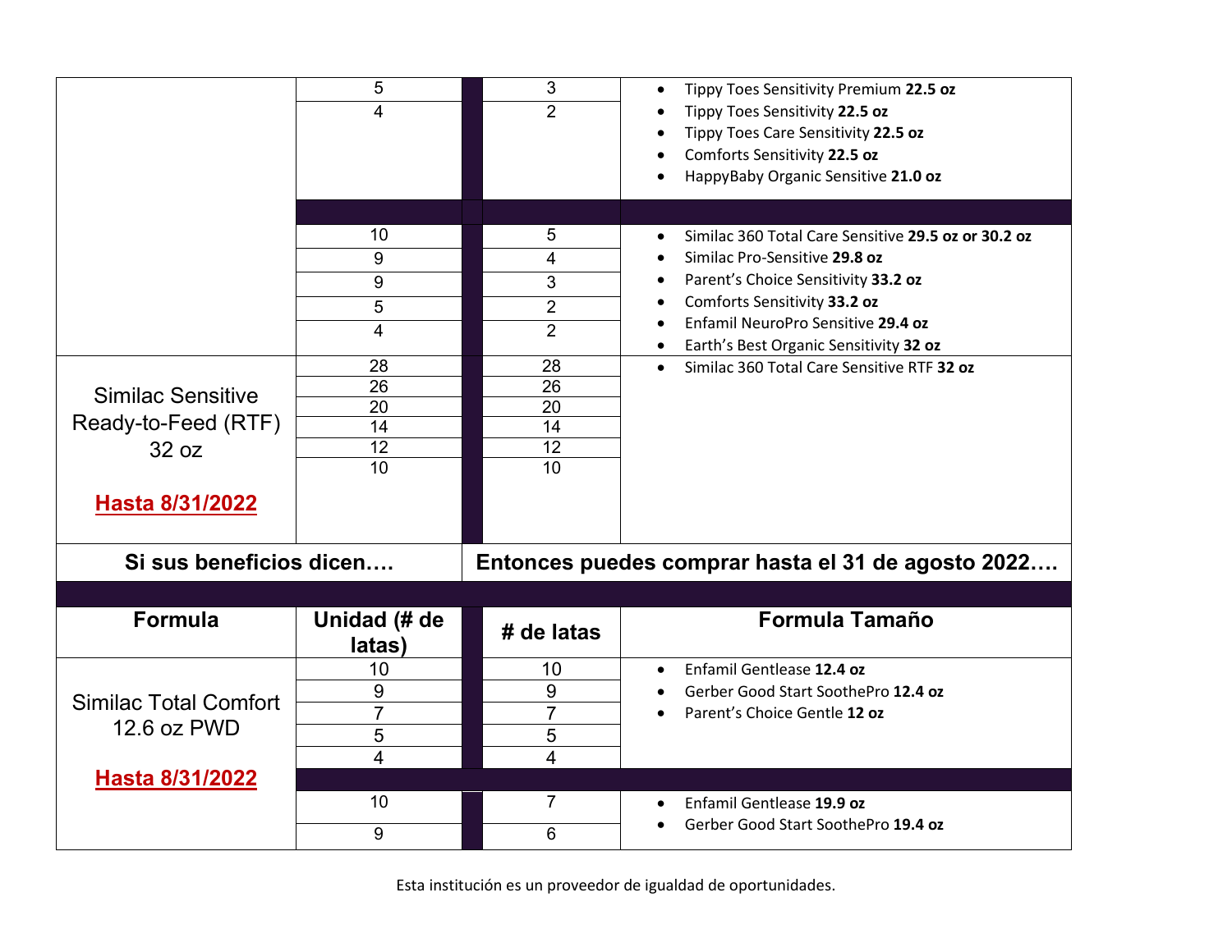| Formula | Unidad (# de latas) | # de latas | Formula Tamaño |
|---|---|---|---|
| | 5 | 3 | • Tippy Toes Sensitivity Premium **22.5 oz**<br>• Tippy Toes Sensitivity **22.5 oz**<br>• Tippy Toes Care Sensitivity **22.5 oz**<br>• Comforts Sensitivity **22.5 oz**<br>• HappyBaby Organic Sensitive **21.0 oz** |
| | 4 | 2 | |
| | 10 | 5 | • Similac 360 Total Care Sensitive **29.5 oz or 30.2 oz**<br>• Similac Pro-Sensitive **29.8 oz**<br>• Parent's Choice Sensitivity **33.2 oz**<br>• Comforts Sensitivity **33.2 oz**<br>• Enfamil NeuroPro Sensitive **29.4 oz**<br>• Earth's Best Organic Sensitivity **32 oz** |
| | 9 | 4 | |
| | 9 | 3 | |
| | 5 | 2 | |
| | 4 | 2 | |
| Similac Sensitive Ready-to-Feed (RTF) 32 oz<br>**Hasta 8/31/2022** | 28 | 28 | • Similac 360 Total Care Sensitive RTF **32 oz** |
| | 26 | 26 | |
| | 20 | 20 | |
| | 14 | 14 | |
| | 12 | 12 | |
| | 10 | 10 | |

| Si sus beneficios dicen…. | | Entonces puedes comprar hasta el 31 de agosto 2022…. | |
|---|---|---|---|
| **Formula** | **Unidad (# de latas)** | **# de latas** | **Formula Tamaño** |
| Similac Total Comfort 12.6 oz PWD<br>**Hasta 8/31/2022** | 10 | 10 | • Enfamil Gentlease **12.4 oz**<br>• Gerber Good Start SoothePro **12.4 oz**<br>• Parent's Choice Gentle **12 oz** |
| | 9 | 9 | |
| | 7 | 7 | |
| | 5 | 5 | |
| | 4 | 4 | |
| | 10 | 7 | • Enfamil Gentlease **19.9 oz**<br>• Gerber Good Start SoothePro **19.4 oz** |
| | 9 | 6 | |

Esta institución es un proveedor de igualdad de oportunidades.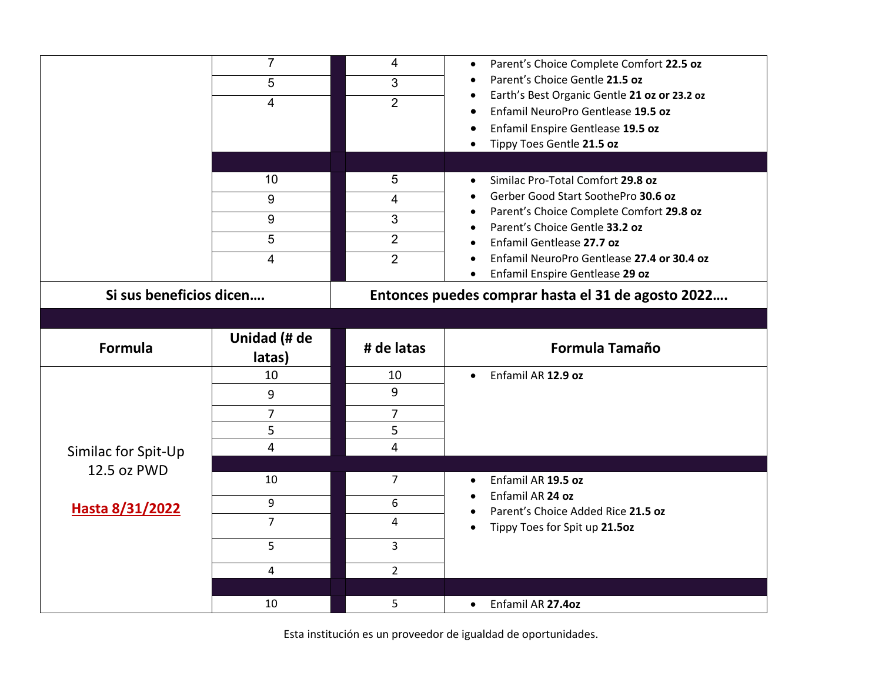| | | | | |
|---|---|---|---|---|
| | 7 | | 4 | • Parent's Choice Complete Comfort **22.5 oz**<br>• Parent's Choice Gentle **21.5 oz**<br>• Earth's Best Organic Gentle **21 oz or 23.2 oz**<br>• Enfamil NeuroPro Gentlease **19.5 oz**<br>• Enfamil Enspire Gentlease **19.5 oz**<br>• Tippy Toes Gentle **21.5 oz** |
| | 5 | | 3 | |
| | 4 | | 2 | |
| | | | | |
| | 10 | | 5 | • Similac Pro-Total Comfort **29.8 oz**<br>• Gerber Good Start SoothePro **30.6 oz**<br>• Parent's Choice Complete Comfort **29.8 oz**<br>• Parent's Choice Gentle **33.2 oz**<br>• Enfamil Gentlease **27.7 oz**<br>• Enfamil NeuroPro Gentlease **27.4 or 30.4 oz**<br>• Enfamil Enspire Gentlease **29 oz** |
| | 9 | | 4 | |
| | 9 | | 3 | |
| | 5 | | 2 | |
| | 4 | | 2 | |

| Si sus beneficios dicen…. | | | Entonces puedes comprar hasta el 31 de agosto 2022…. | |
|---|---|---|---|---|
| **Formula** | **Unidad (# de latas)** | | **# de latas** | **Formula Tamaño** |
| Similac for Spit-Up 12.5 oz PWD<br><br>**Hasta 8/31/2022** | 10 | | 10 | • Enfamil AR **12.9 oz** |
| | 9 | | 9 | |
| | 7 | | 7 | |
| | 5 | | 5 | |
| | 4 | | 4 | |
| | | | | |
| | 10 | | 7 | • Enfamil AR **19.5 oz**<br>• Enfamil AR **24 oz**<br>• Parent's Choice Added Rice **21.5 oz**<br>• Tippy Toes for Spit up **21.5oz** |
| | 9 | | 6 | |
| | 7 | | 4 | |
| | 5 | | 3 | |
| | 4 | | 2 | |
| | | | | |
| | 10 | | 5 | • Enfamil AR **27.4oz** |

Esta institución es un proveedor de igualdad de oportunidades.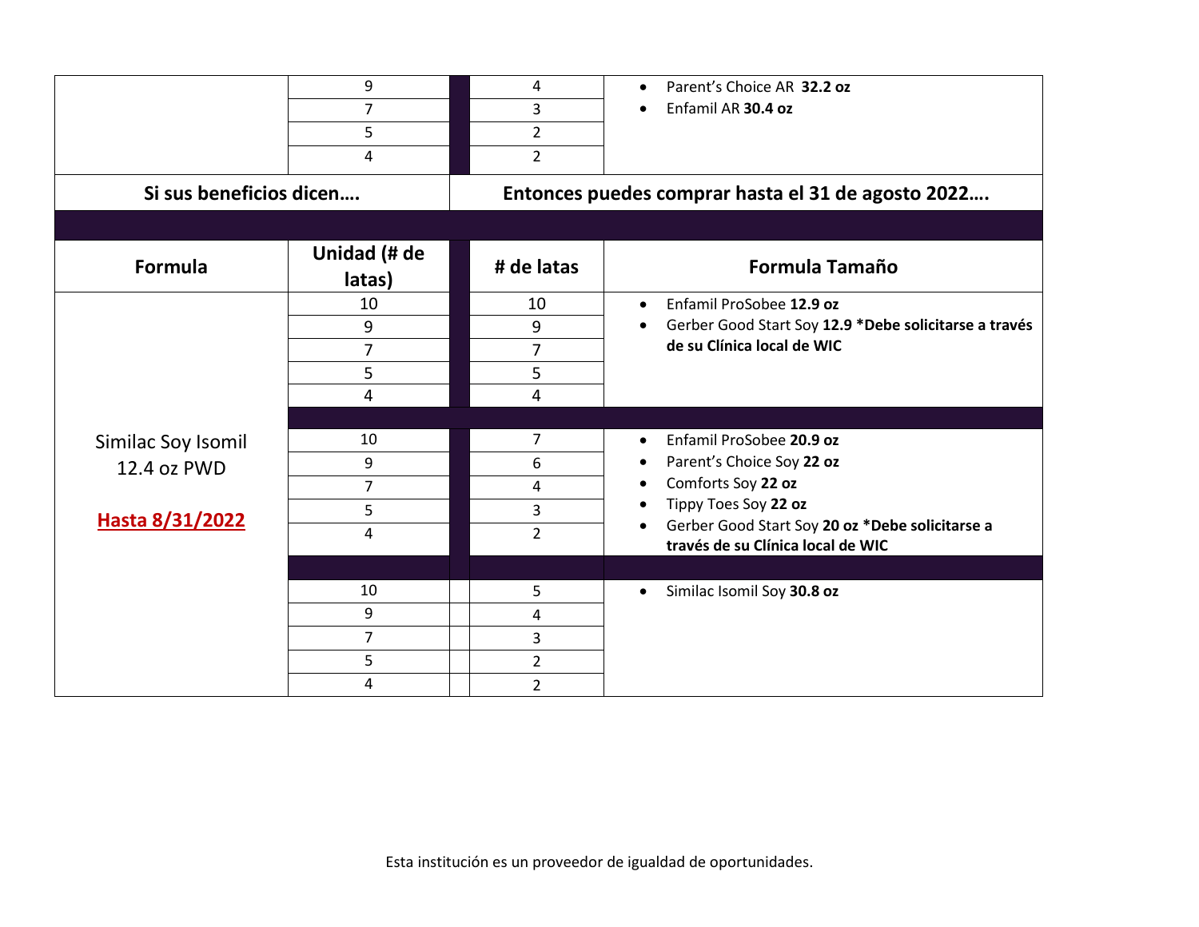| | | | |
|---|---|---|---|
| | 9 | 4 | • Parent's Choice AR **32.2 oz**<br>• Enfamil AR **30.4 oz** |
| | 7 | 3 | |
| | 5 | 2 | |
| | 4 | 2 | |

| Si sus beneficios dicen…. | | Entonces puedes comprar hasta el 31 de agosto 2022…. | |
|---|---|---|---|
| **Formula** | **Unidad (# de latas)** | **# de latas** | **Formula Tamaño** |
| Similac Soy Isomil 12.4 oz PWD<br><br>**Hasta 8/31/2022** | 10 | 10 | • Enfamil ProSobee **12.9 oz**<br>• Gerber Good Start Soy **12.9 \*Debe solicitarse a través de su Clínica local de WIC** |
| | 9 | 9 | |
| | 7 | 7 | |
| | 5 | 5 | |
| | 4 | 4 | |
| | 10 | 7 | • Enfamil ProSobee **20.9 oz**<br>• Parent's Choice Soy **22 oz**<br>• Comforts Soy **22 oz**<br>• Tippy Toes Soy **22 oz**<br>• Gerber Good Start Soy **20 oz \*Debe solicitarse a través de su Clínica local de WIC** |
| | 9 | 6 | |
| | 7 | 4 | |
| | 5 | 3 | |
| | 4 | 2 | |
| | 10 | 5 | • Similac Isomil Soy **30.8 oz** |
| | 9 | 4 | |
| | 7 | 3 | |
| | 5 | 2 | |
| | 4 | 2 | |

Esta institución es un proveedor de igualdad de oportunidades.